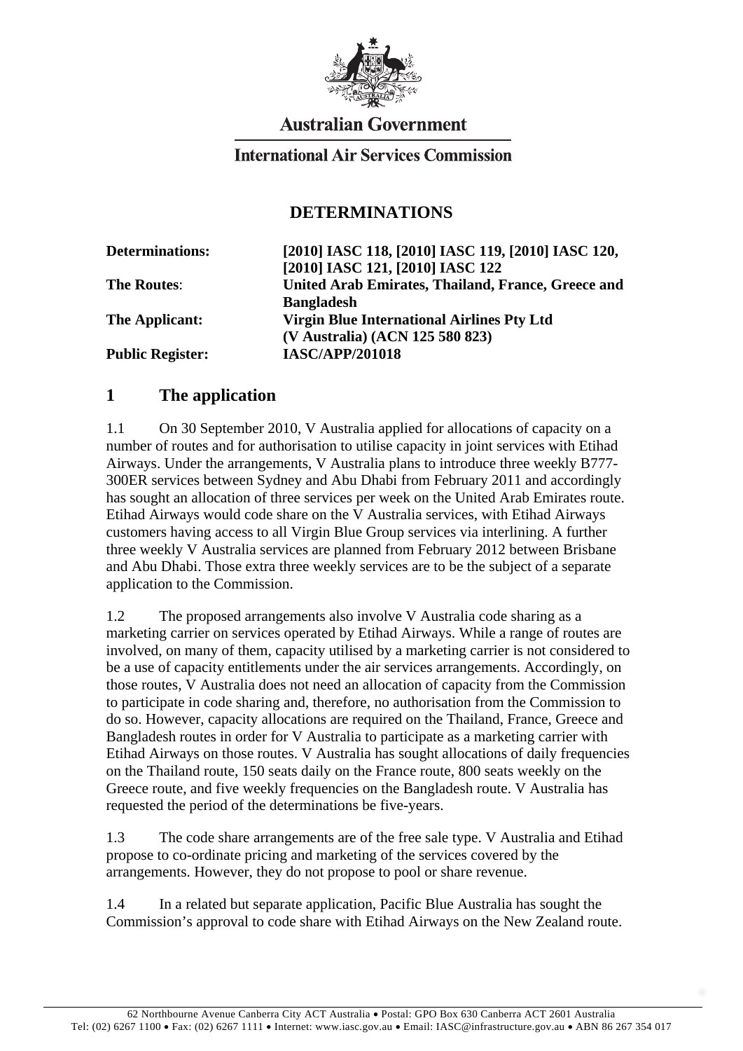Australian Government

International Air Services Commission

# DETERMINATIONS

| | |
|---|---|
| **Determinations:** | **[2010] IASC 118, [2010] IASC 119, [2010] IASC 120, [2010] IASC 121, [2010] IASC 122** |
| **The Routes:** | **United Arab Emirates, Thailand, France, Greece and Bangladesh** |
| **The Applicant:** | **Virgin Blue International Airlines Pty Ltd (V Australia) (ACN 125 580 823)** |
| **Public Register:** | **IASC/APP/201018** |

## 1 The application

1.1 On 30 September 2010, V Australia applied for allocations of capacity on a number of routes and for authorisation to utilise capacity in joint services with Etihad Airways. Under the arrangements, V Australia plans to introduce three weekly B777-300ER services between Sydney and Abu Dhabi from February 2011 and accordingly has sought an allocation of three services per week on the United Arab Emirates route. Etihad Airways would code share on the V Australia services, with Etihad Airways customers having access to all Virgin Blue Group services via interlining. A further three weekly V Australia services are planned from February 2012 between Brisbane and Abu Dhabi. Those extra three weekly services are to be the subject of a separate application to the Commission.

1.2 The proposed arrangements also involve V Australia code sharing as a marketing carrier on services operated by Etihad Airways. While a range of routes are involved, on many of them, capacity utilised by a marketing carrier is not considered to be a use of capacity entitlements under the air services arrangements. Accordingly, on those routes, V Australia does not need an allocation of capacity from the Commission to participate in code sharing and, therefore, no authorisation from the Commission to do so. However, capacity allocations are required on the Thailand, France, Greece and Bangladesh routes in order for V Australia to participate as a marketing carrier with Etihad Airways on those routes. V Australia has sought allocations of daily frequencies on the Thailand route, 150 seats daily on the France route, 800 seats weekly on the Greece route, and five weekly frequencies on the Bangladesh route. V Australia has requested the period of the determinations be five-years.

1.3 The code share arrangements are of the free sale type. V Australia and Etihad propose to co-ordinate pricing and marketing of the services covered by the arrangements. However, they do not propose to pool or share revenue.

1.4 In a related but separate application, Pacific Blue Australia has sought the Commission's approval to code share with Etihad Airways on the New Zealand route.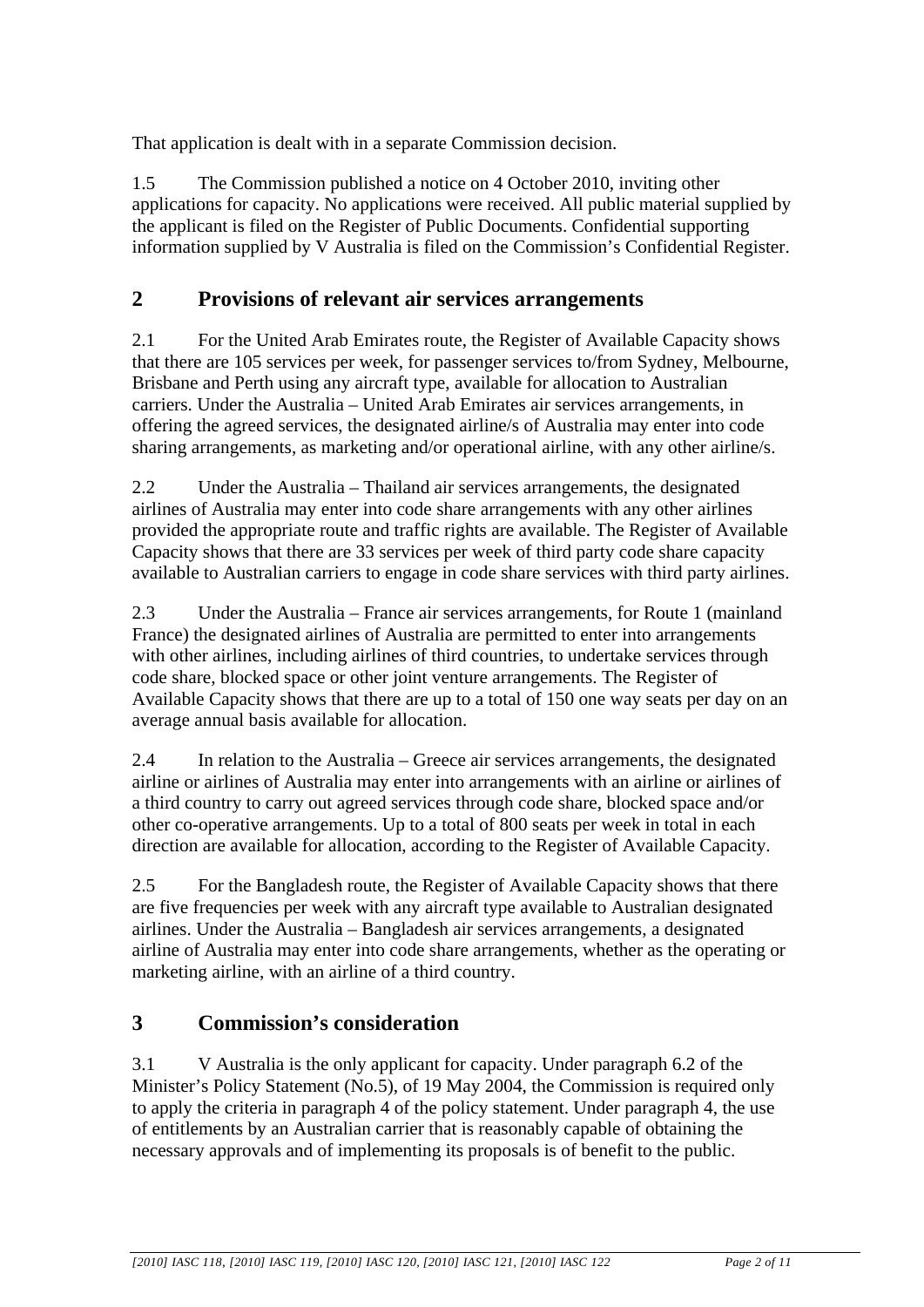That application is dealt with in a separate Commission decision.

1.5 The Commission published a notice on 4 October 2010, inviting other applications for capacity. No applications were received. All public material supplied by the applicant is filed on the Register of Public Documents. Confidential supporting information supplied by V Australia is filed on the Commission's Confidential Register.

## 2 Provisions of relevant air services arrangements

2.1 For the United Arab Emirates route, the Register of Available Capacity shows that there are 105 services per week, for passenger services to/from Sydney, Melbourne, Brisbane and Perth using any aircraft type, available for allocation to Australian carriers. Under the Australia – United Arab Emirates air services arrangements, in offering the agreed services, the designated airline/s of Australia may enter into code sharing arrangements, as marketing and/or operational airline, with any other airline/s.

2.2 Under the Australia – Thailand air services arrangements, the designated airlines of Australia may enter into code share arrangements with any other airlines provided the appropriate route and traffic rights are available. The Register of Available Capacity shows that there are 33 services per week of third party code share capacity available to Australian carriers to engage in code share services with third party airlines.

2.3 Under the Australia – France air services arrangements, for Route 1 (mainland France) the designated airlines of Australia are permitted to enter into arrangements with other airlines, including airlines of third countries, to undertake services through code share, blocked space or other joint venture arrangements. The Register of Available Capacity shows that there are up to a total of 150 one way seats per day on an average annual basis available for allocation.

2.4 In relation to the Australia – Greece air services arrangements, the designated airline or airlines of Australia may enter into arrangements with an airline or airlines of a third country to carry out agreed services through code share, blocked space and/or other co-operative arrangements. Up to a total of 800 seats per week in total in each direction are available for allocation, according to the Register of Available Capacity.

2.5 For the Bangladesh route, the Register of Available Capacity shows that there are five frequencies per week with any aircraft type available to Australian designated airlines. Under the Australia – Bangladesh air services arrangements, a designated airline of Australia may enter into code share arrangements, whether as the operating or marketing airline, with an airline of a third country.

## 3 Commission's consideration

3.1 V Australia is the only applicant for capacity. Under paragraph 6.2 of the Minister's Policy Statement (No.5), of 19 May 2004, the Commission is required only to apply the criteria in paragraph 4 of the policy statement. Under paragraph 4, the use of entitlements by an Australian carrier that is reasonably capable of obtaining the necessary approvals and of implementing its proposals is of benefit to the public.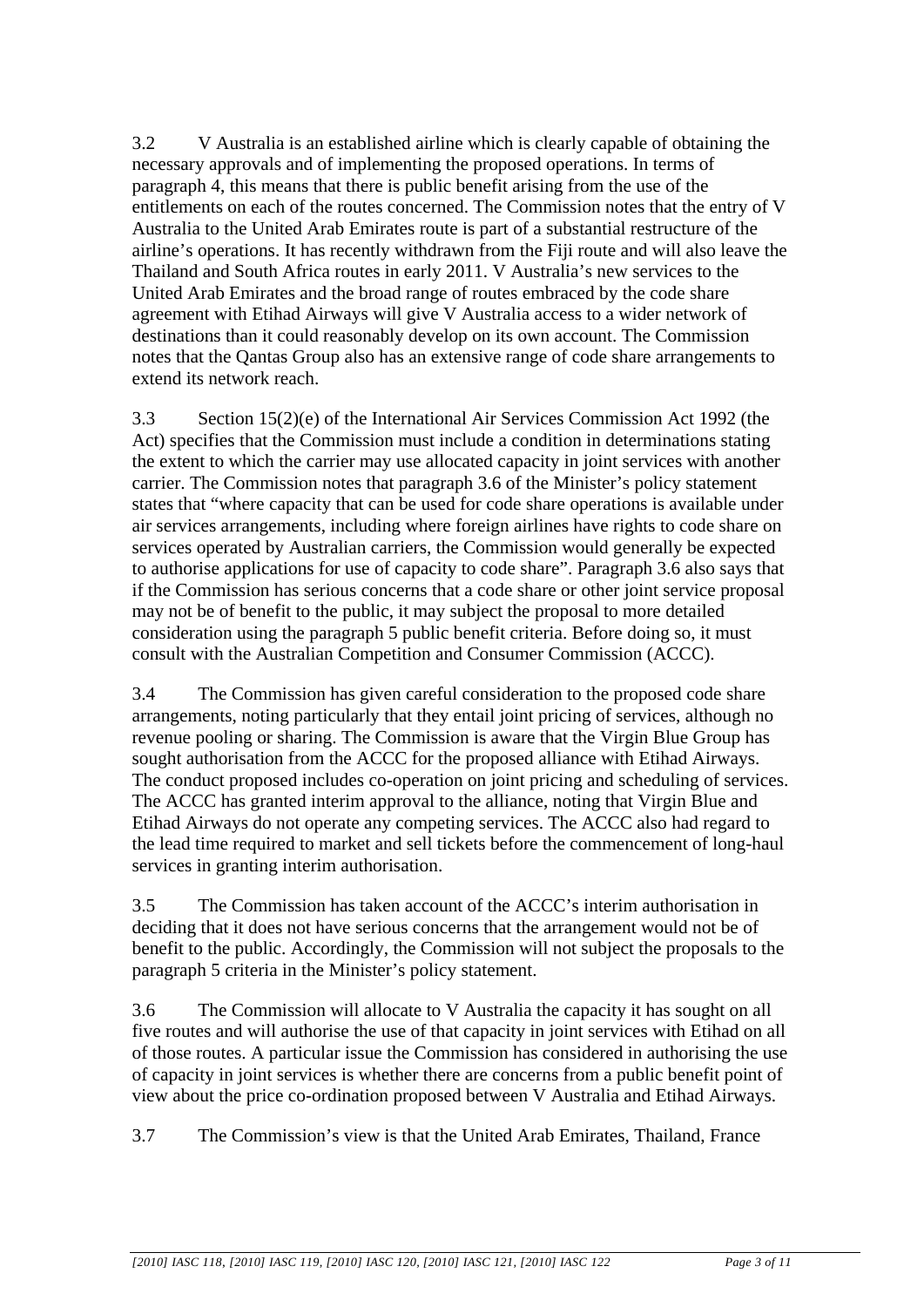3.2 V Australia is an established airline which is clearly capable of obtaining the necessary approvals and of implementing the proposed operations. In terms of paragraph 4, this means that there is public benefit arising from the use of the entitlements on each of the routes concerned. The Commission notes that the entry of V Australia to the United Arab Emirates route is part of a substantial restructure of the airline's operations. It has recently withdrawn from the Fiji route and will also leave the Thailand and South Africa routes in early 2011. V Australia's new services to the United Arab Emirates and the broad range of routes embraced by the code share agreement with Etihad Airways will give V Australia access to a wider network of destinations than it could reasonably develop on its own account. The Commission notes that the Qantas Group also has an extensive range of code share arrangements to extend its network reach.

3.3 Section 15(2)(e) of the International Air Services Commission Act 1992 (the Act) specifies that the Commission must include a condition in determinations stating the extent to which the carrier may use allocated capacity in joint services with another carrier. The Commission notes that paragraph 3.6 of the Minister's policy statement states that "where capacity that can be used for code share operations is available under air services arrangements, including where foreign airlines have rights to code share on services operated by Australian carriers, the Commission would generally be expected to authorise applications for use of capacity to code share". Paragraph 3.6 also says that if the Commission has serious concerns that a code share or other joint service proposal may not be of benefit to the public, it may subject the proposal to more detailed consideration using the paragraph 5 public benefit criteria. Before doing so, it must consult with the Australian Competition and Consumer Commission (ACCC).

3.4 The Commission has given careful consideration to the proposed code share arrangements, noting particularly that they entail joint pricing of services, although no revenue pooling or sharing. The Commission is aware that the Virgin Blue Group has sought authorisation from the ACCC for the proposed alliance with Etihad Airways. The conduct proposed includes co-operation on joint pricing and scheduling of services. The ACCC has granted interim approval to the alliance, noting that Virgin Blue and Etihad Airways do not operate any competing services. The ACCC also had regard to the lead time required to market and sell tickets before the commencement of long-haul services in granting interim authorisation.

3.5 The Commission has taken account of the ACCC's interim authorisation in deciding that it does not have serious concerns that the arrangement would not be of benefit to the public. Accordingly, the Commission will not subject the proposals to the paragraph 5 criteria in the Minister's policy statement.

3.6 The Commission will allocate to V Australia the capacity it has sought on all five routes and will authorise the use of that capacity in joint services with Etihad on all of those routes. A particular issue the Commission has considered in authorising the use of capacity in joint services is whether there are concerns from a public benefit point of view about the price co-ordination proposed between V Australia and Etihad Airways.

3.7 The Commission's view is that the United Arab Emirates, Thailand, France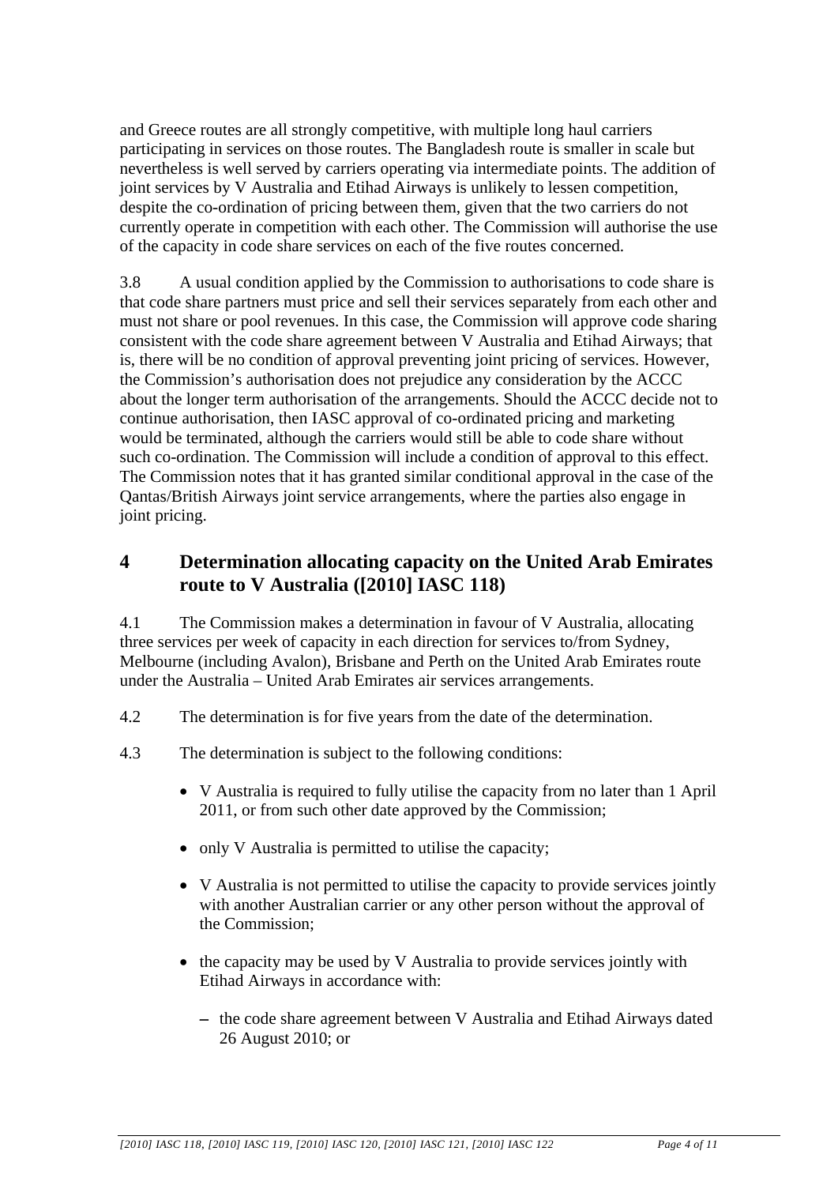and Greece routes are all strongly competitive, with multiple long haul carriers participating in services on those routes. The Bangladesh route is smaller in scale but nevertheless is well served by carriers operating via intermediate points. The addition of joint services by V Australia and Etihad Airways is unlikely to lessen competition, despite the co-ordination of pricing between them, given that the two carriers do not currently operate in competition with each other. The Commission will authorise the use of the capacity in code share services on each of the five routes concerned.

3.8 A usual condition applied by the Commission to authorisations to code share is that code share partners must price and sell their services separately from each other and must not share or pool revenues. In this case, the Commission will approve code sharing consistent with the code share agreement between V Australia and Etihad Airways; that is, there will be no condition of approval preventing joint pricing of services. However, the Commission's authorisation does not prejudice any consideration by the ACCC about the longer term authorisation of the arrangements. Should the ACCC decide not to continue authorisation, then IASC approval of co-ordinated pricing and marketing would be terminated, although the carriers would still be able to code share without such co-ordination. The Commission will include a condition of approval to this effect. The Commission notes that it has granted similar conditional approval in the case of the Qantas/British Airways joint service arrangements, where the parties also engage in joint pricing.

## 4 Determination allocating capacity on the United Arab Emirates route to V Australia ([2010] IASC 118)

4.1 The Commission makes a determination in favour of V Australia, allocating three services per week of capacity in each direction for services to/from Sydney, Melbourne (including Avalon), Brisbane and Perth on the United Arab Emirates route under the Australia – United Arab Emirates air services arrangements.

4.2 The determination is for five years from the date of the determination.

4.3 The determination is subject to the following conditions:

- V Australia is required to fully utilise the capacity from no later than 1 April 2011, or from such other date approved by the Commission;
- only V Australia is permitted to utilise the capacity;
- V Australia is not permitted to utilise the capacity to provide services jointly with another Australian carrier or any other person without the approval of the Commission;
- the capacity may be used by V Australia to provide services jointly with Etihad Airways in accordance with:
  - the code share agreement between V Australia and Etihad Airways dated 26 August 2010; or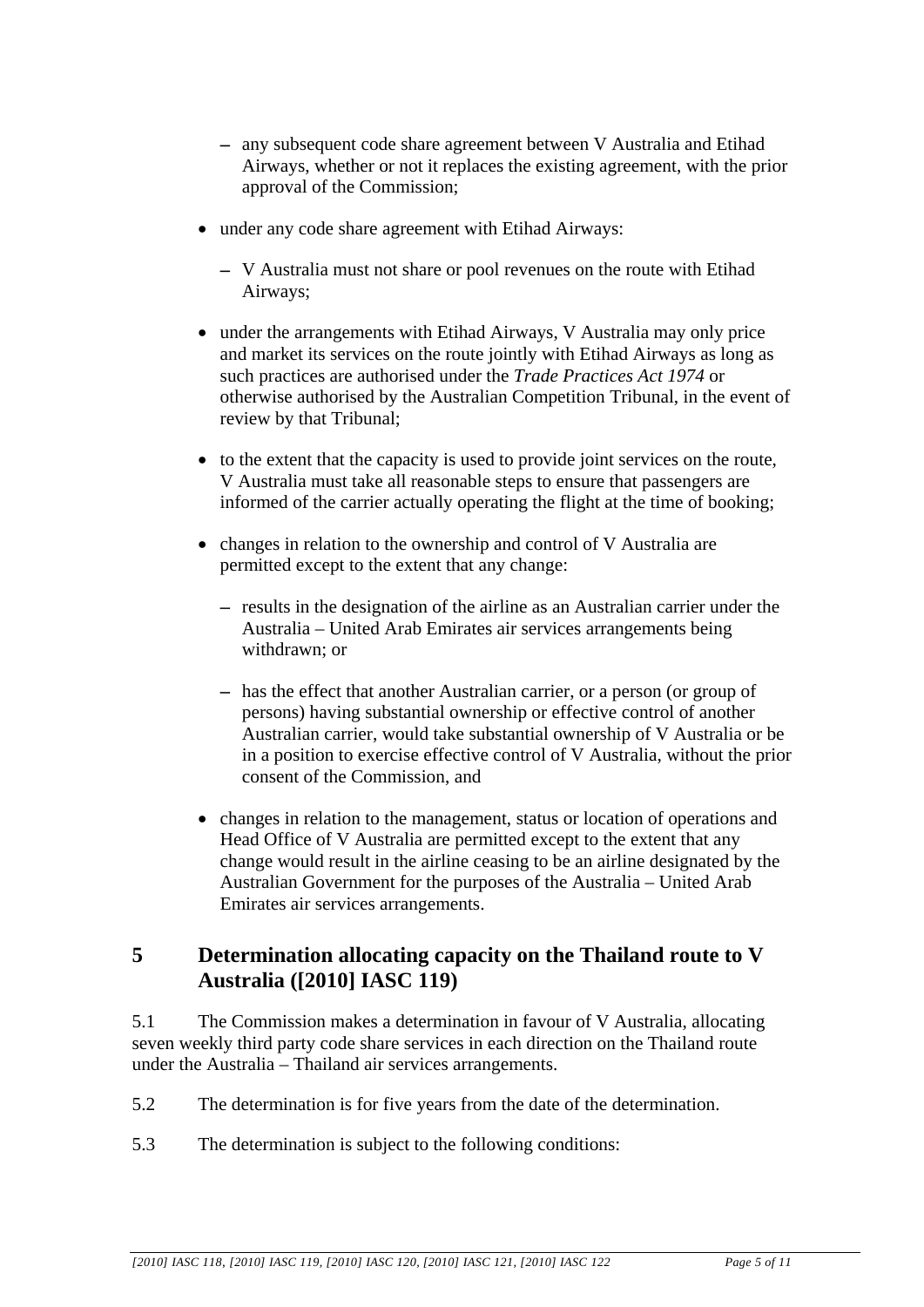- any subsequent code share agreement between V Australia and Etihad Airways, whether or not it replaces the existing agreement, with the prior approval of the Commission;

- under any code share agreement with Etihad Airways:
  - V Australia must not share or pool revenues on the route with Etihad Airways;

- under the arrangements with Etihad Airways, V Australia may only price and market its services on the route jointly with Etihad Airways as long as such practices are authorised under the *Trade Practices Act 1974* or otherwise authorised by the Australian Competition Tribunal, in the event of review by that Tribunal;

- to the extent that the capacity is used to provide joint services on the route, V Australia must take all reasonable steps to ensure that passengers are informed of the carrier actually operating the flight at the time of booking;

- changes in relation to the ownership and control of V Australia are permitted except to the extent that any change:
  - results in the designation of the airline as an Australian carrier under the Australia – United Arab Emirates air services arrangements being withdrawn; or
  - has the effect that another Australian carrier, or a person (or group of persons) having substantial ownership or effective control of another Australian carrier, would take substantial ownership of V Australia or be in a position to exercise effective control of V Australia, without the prior consent of the Commission, and

- changes in relation to the management, status or location of operations and Head Office of V Australia are permitted except to the extent that any change would result in the airline ceasing to be an airline designated by the Australian Government for the purposes of the Australia – United Arab Emirates air services arrangements.

## 5 Determination allocating capacity on the Thailand route to V Australia ([2010] IASC 119)

5.1 The Commission makes a determination in favour of V Australia, allocating seven weekly third party code share services in each direction on the Thailand route under the Australia – Thailand air services arrangements.

5.2 The determination is for five years from the date of the determination.

5.3 The determination is subject to the following conditions: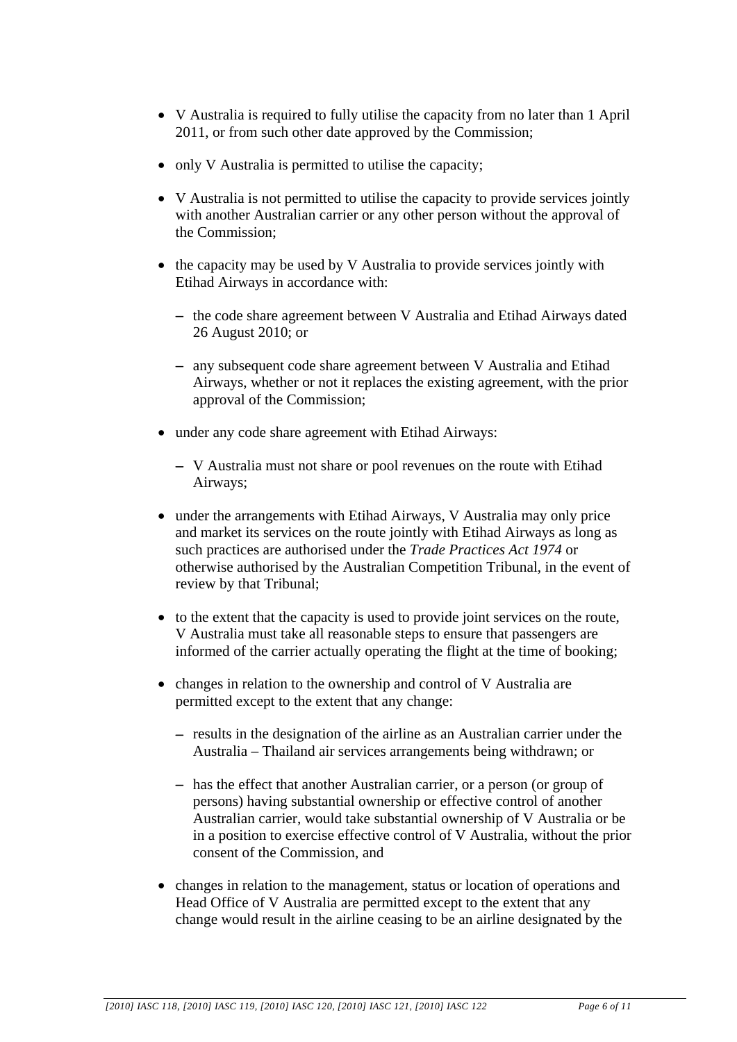- V Australia is required to fully utilise the capacity from no later than 1 April 2011, or from such other date approved by the Commission;
- only V Australia is permitted to utilise the capacity;
- V Australia is not permitted to utilise the capacity to provide services jointly with another Australian carrier or any other person without the approval of the Commission;
- the capacity may be used by V Australia to provide services jointly with Etihad Airways in accordance with:
  - the code share agreement between V Australia and Etihad Airways dated 26 August 2010; or
  - any subsequent code share agreement between V Australia and Etihad Airways, whether or not it replaces the existing agreement, with the prior approval of the Commission;
- under any code share agreement with Etihad Airways:
  - V Australia must not share or pool revenues on the route with Etihad Airways;
- under the arrangements with Etihad Airways, V Australia may only price and market its services on the route jointly with Etihad Airways as long as such practices are authorised under the *Trade Practices Act 1974* or otherwise authorised by the Australian Competition Tribunal, in the event of review by that Tribunal;
- to the extent that the capacity is used to provide joint services on the route, V Australia must take all reasonable steps to ensure that passengers are informed of the carrier actually operating the flight at the time of booking;
- changes in relation to the ownership and control of V Australia are permitted except to the extent that any change:
  - results in the designation of the airline as an Australian carrier under the Australia – Thailand air services arrangements being withdrawn; or
  - has the effect that another Australian carrier, or a person (or group of persons) having substantial ownership or effective control of another Australian carrier, would take substantial ownership of V Australia or be in a position to exercise effective control of V Australia, without the prior consent of the Commission, and
- changes in relation to the management, status or location of operations and Head Office of V Australia are permitted except to the extent that any change would result in the airline ceasing to be an airline designated by the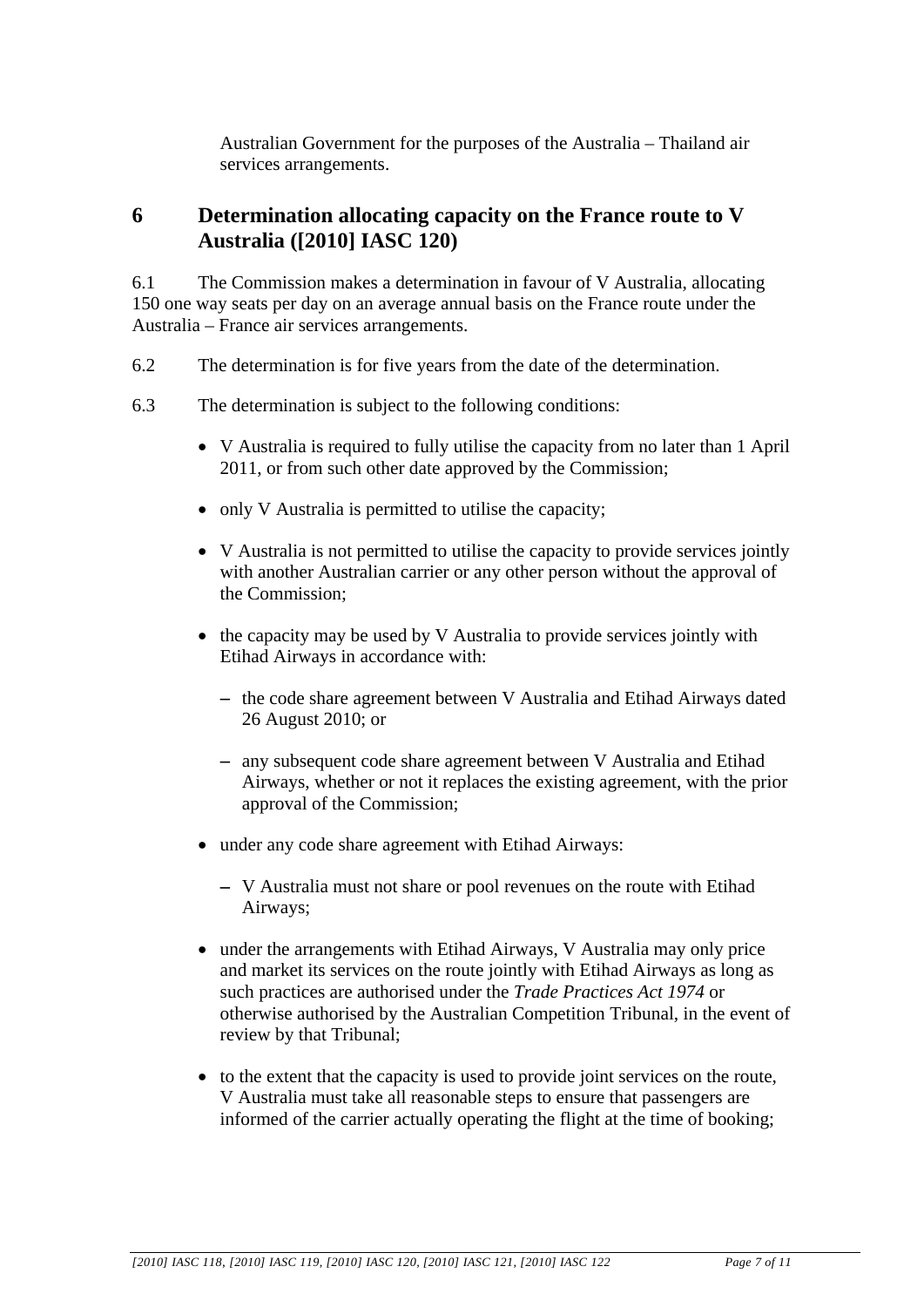Australian Government for the purposes of the Australia – Thailand air services arrangements.

## 6 Determination allocating capacity on the France route to V Australia ([2010] IASC 120)

6.1 The Commission makes a determination in favour of V Australia, allocating 150 one way seats per day on an average annual basis on the France route under the Australia – France air services arrangements.

6.2 The determination is for five years from the date of the determination.

6.3 The determination is subject to the following conditions:

- V Australia is required to fully utilise the capacity from no later than 1 April 2011, or from such other date approved by the Commission;
- only V Australia is permitted to utilise the capacity;
- V Australia is not permitted to utilise the capacity to provide services jointly with another Australian carrier or any other person without the approval of the Commission;
- the capacity may be used by V Australia to provide services jointly with Etihad Airways in accordance with:
  - the code share agreement between V Australia and Etihad Airways dated 26 August 2010; or
  - any subsequent code share agreement between V Australia and Etihad Airways, whether or not it replaces the existing agreement, with the prior approval of the Commission;
- under any code share agreement with Etihad Airways:
  - V Australia must not share or pool revenues on the route with Etihad Airways;
- under the arrangements with Etihad Airways, V Australia may only price and market its services on the route jointly with Etihad Airways as long as such practices are authorised under the *Trade Practices Act 1974* or otherwise authorised by the Australian Competition Tribunal, in the event of review by that Tribunal;
- to the extent that the capacity is used to provide joint services on the route, V Australia must take all reasonable steps to ensure that passengers are informed of the carrier actually operating the flight at the time of booking;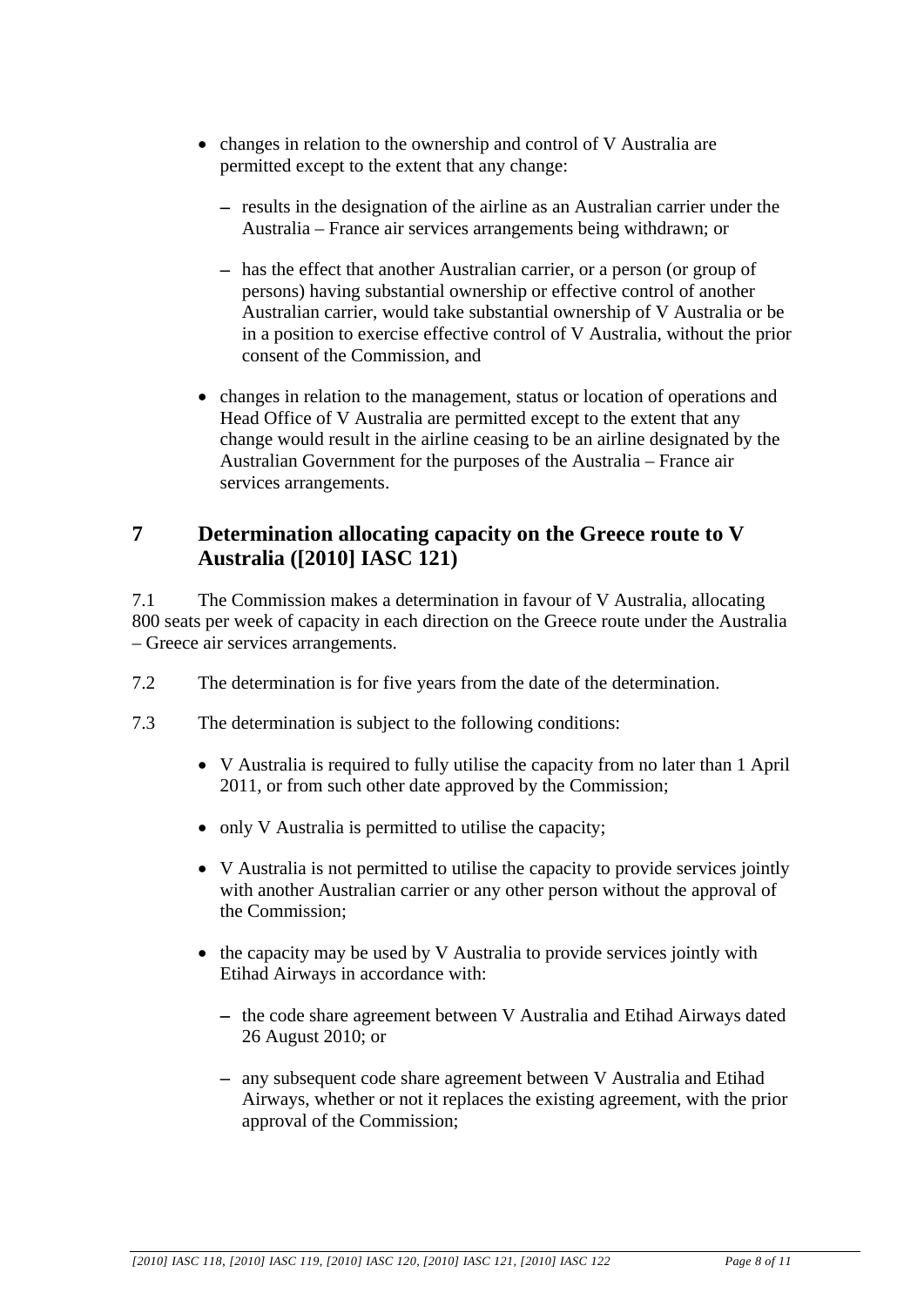- changes in relation to the ownership and control of V Australia are permitted except to the extent that any change:
  - results in the designation of the airline as an Australian carrier under the Australia – France air services arrangements being withdrawn; or
  - has the effect that another Australian carrier, or a person (or group of persons) having substantial ownership or effective control of another Australian carrier, would take substantial ownership of V Australia or be in a position to exercise effective control of V Australia, without the prior consent of the Commission, and
- changes in relation to the management, status or location of operations and Head Office of V Australia are permitted except to the extent that any change would result in the airline ceasing to be an airline designated by the Australian Government for the purposes of the Australia – France air services arrangements.

## 7 Determination allocating capacity on the Greece route to V Australia ([2010] IASC 121)

7.1 The Commission makes a determination in favour of V Australia, allocating 800 seats per week of capacity in each direction on the Greece route under the Australia – Greece air services arrangements.

7.2 The determination is for five years from the date of the determination.

7.3 The determination is subject to the following conditions:

- V Australia is required to fully utilise the capacity from no later than 1 April 2011, or from such other date approved by the Commission;
- only V Australia is permitted to utilise the capacity;
- V Australia is not permitted to utilise the capacity to provide services jointly with another Australian carrier or any other person without the approval of the Commission;
- the capacity may be used by V Australia to provide services jointly with Etihad Airways in accordance with:
  - the code share agreement between V Australia and Etihad Airways dated 26 August 2010; or
  - any subsequent code share agreement between V Australia and Etihad Airways, whether or not it replaces the existing agreement, with the prior approval of the Commission;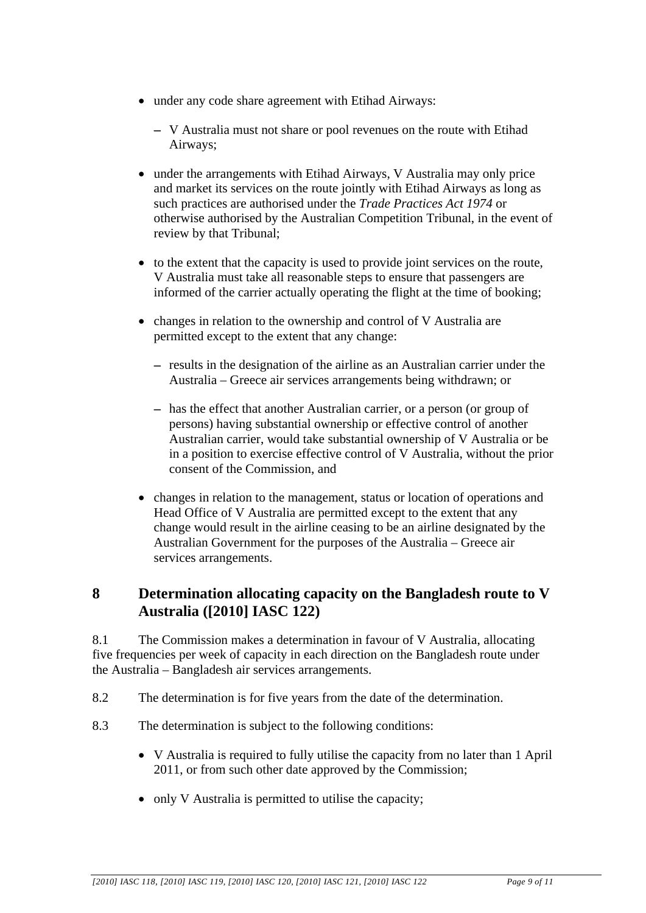- under any code share agreement with Etihad Airways:
  - V Australia must not share or pool revenues on the route with Etihad Airways;
- under the arrangements with Etihad Airways, V Australia may only price and market its services on the route jointly with Etihad Airways as long as such practices are authorised under the *Trade Practices Act 1974* or otherwise authorised by the Australian Competition Tribunal, in the event of review by that Tribunal;
- to the extent that the capacity is used to provide joint services on the route, V Australia must take all reasonable steps to ensure that passengers are informed of the carrier actually operating the flight at the time of booking;
- changes in relation to the ownership and control of V Australia are permitted except to the extent that any change:
  - results in the designation of the airline as an Australian carrier under the Australia – Greece air services arrangements being withdrawn; or
  - has the effect that another Australian carrier, or a person (or group of persons) having substantial ownership or effective control of another Australian carrier, would take substantial ownership of V Australia or be in a position to exercise effective control of V Australia, without the prior consent of the Commission, and
- changes in relation to the management, status or location of operations and Head Office of V Australia are permitted except to the extent that any change would result in the airline ceasing to be an airline designated by the Australian Government for the purposes of the Australia – Greece air services arrangements.

## 8 Determination allocating capacity on the Bangladesh route to V Australia ([2010] IASC 122)

8.1 The Commission makes a determination in favour of V Australia, allocating five frequencies per week of capacity in each direction on the Bangladesh route under the Australia – Bangladesh air services arrangements.

8.2 The determination is for five years from the date of the determination.

8.3 The determination is subject to the following conditions:

- V Australia is required to fully utilise the capacity from no later than 1 April 2011, or from such other date approved by the Commission;
- only V Australia is permitted to utilise the capacity;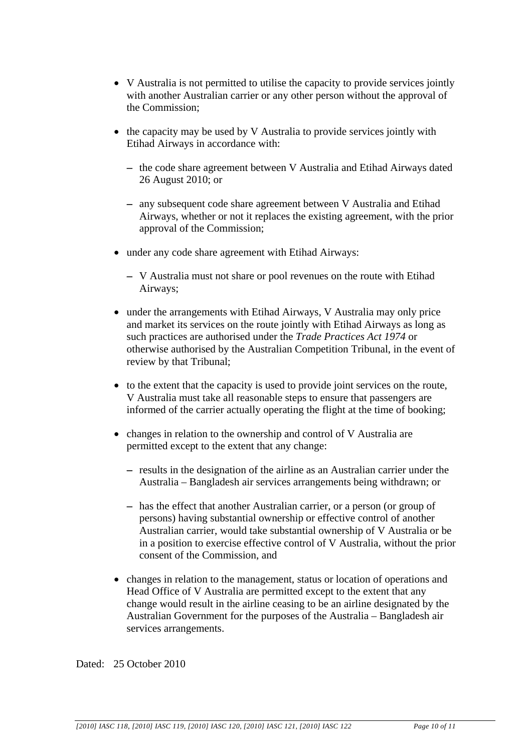- V Australia is not permitted to utilise the capacity to provide services jointly with another Australian carrier or any other person without the approval of the Commission;

- the capacity may be used by V Australia to provide services jointly with Etihad Airways in accordance with:

  - the code share agreement between V Australia and Etihad Airways dated 26 August 2010; or

  - any subsequent code share agreement between V Australia and Etihad Airways, whether or not it replaces the existing agreement, with the prior approval of the Commission;

- under any code share agreement with Etihad Airways:

  - V Australia must not share or pool revenues on the route with Etihad Airways;

- under the arrangements with Etihad Airways, V Australia may only price and market its services on the route jointly with Etihad Airways as long as such practices are authorised under the *Trade Practices Act 1974* or otherwise authorised by the Australian Competition Tribunal, in the event of review by that Tribunal;

- to the extent that the capacity is used to provide joint services on the route, V Australia must take all reasonable steps to ensure that passengers are informed of the carrier actually operating the flight at the time of booking;

- changes in relation to the ownership and control of V Australia are permitted except to the extent that any change:

  - results in the designation of the airline as an Australian carrier under the Australia – Bangladesh air services arrangements being withdrawn; or

  - has the effect that another Australian carrier, or a person (or group of persons) having substantial ownership or effective control of another Australian carrier, would take substantial ownership of V Australia or be in a position to exercise effective control of V Australia, without the prior consent of the Commission, and

- changes in relation to the management, status or location of operations and Head Office of V Australia are permitted except to the extent that any change would result in the airline ceasing to be an airline designated by the Australian Government for the purposes of the Australia – Bangladesh air services arrangements.

Dated: 25 October 2010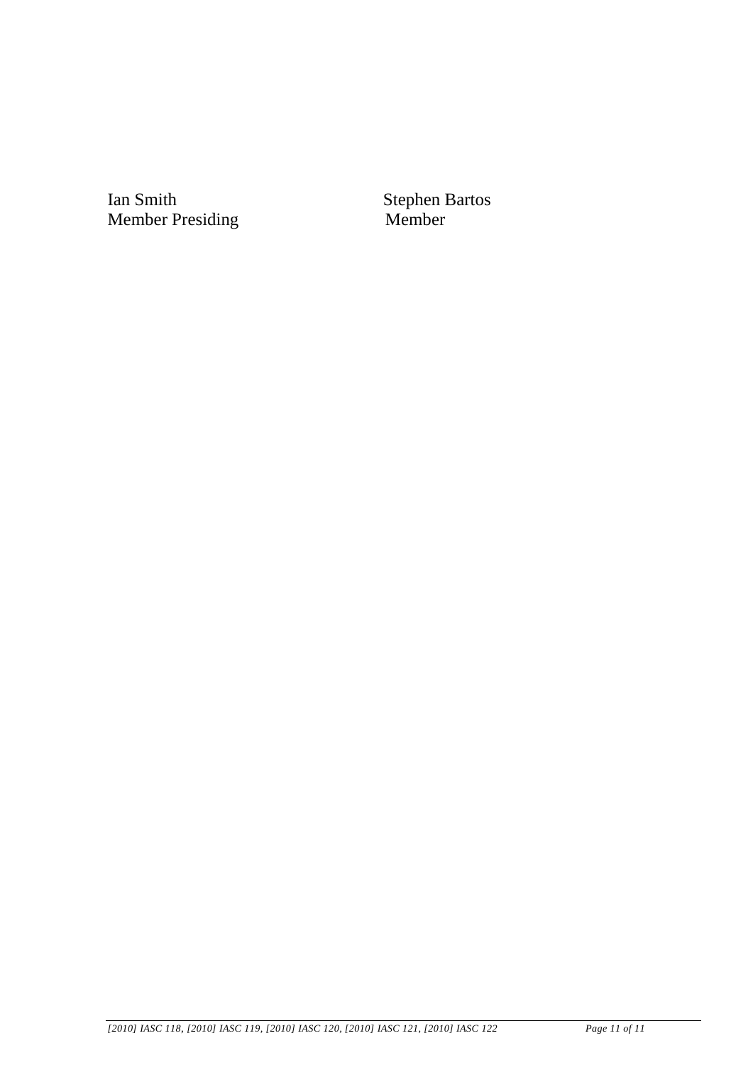| | |
|---|---|
| Ian Smith | Stephen Bartos |
| Member Presiding | Member |